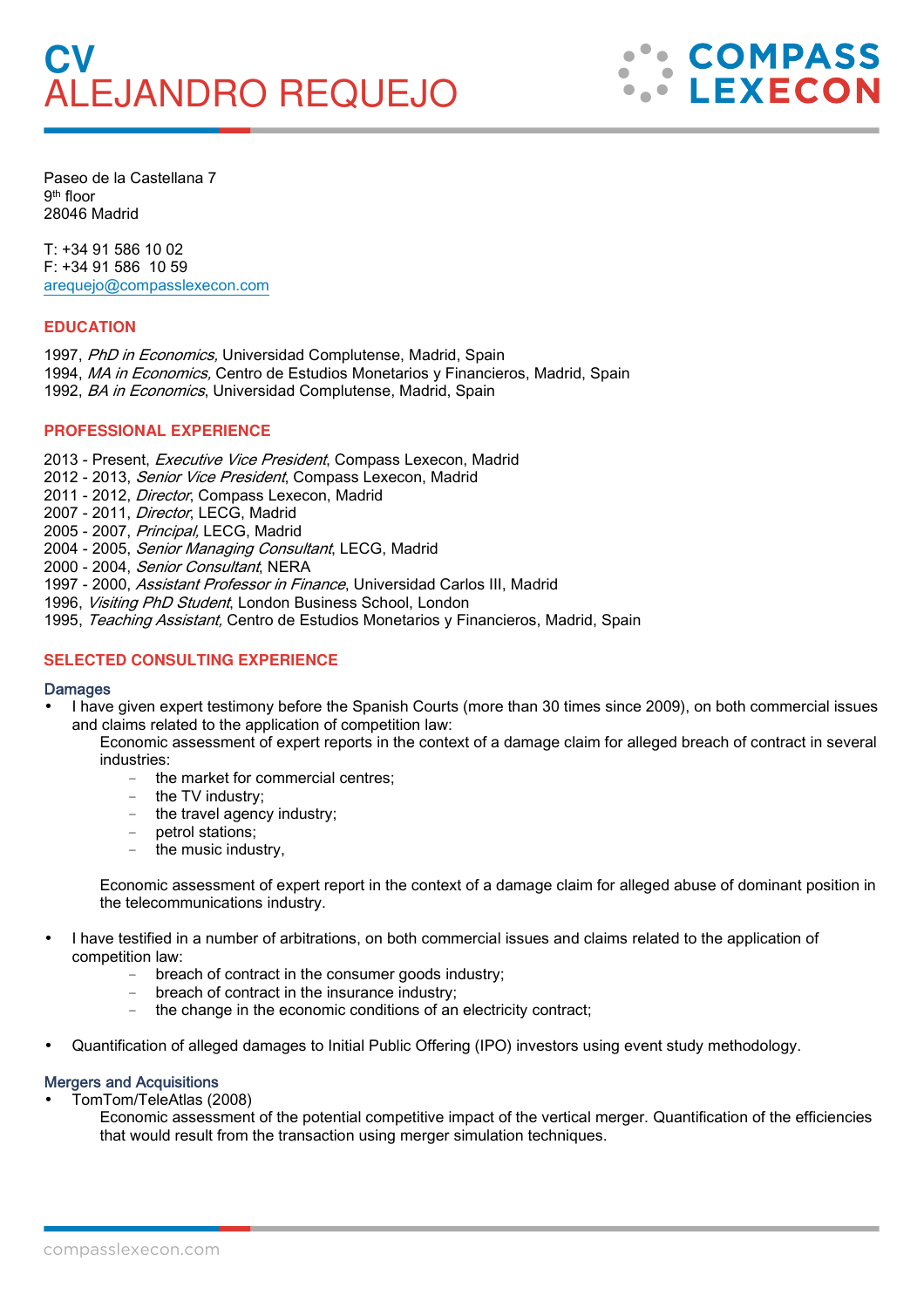# CV
# ALEJANDRO REQUEJO

COMPASS LEXECON

Paseo de la Castellana 7
9th floor
28046 Madrid

T: +34 91 586 10 02
F: +34 91 586 10 59
arequejo@compasslexecon.com

## EDUCATION

1997, *PhD in Economics,* Universidad Complutense, Madrid, Spain
1994, *MA in Economics,* Centro de Estudios Monetarios y Financieros, Madrid, Spain
1992, *BA in Economics*, Universidad Complutense, Madrid, Spain

## PROFESSIONAL EXPERIENCE

2013 - Present, *Executive Vice President*, Compass Lexecon, Madrid
2012 - 2013, *Senior Vice President*, Compass Lexecon, Madrid
2011 - 2012, *Director*, Compass Lexecon, Madrid
2007 - 2011, *Director*, LECG, Madrid
2005 - 2007, *Principal,* LECG, Madrid
2004 - 2005, *Senior Managing Consultant*, LECG, Madrid
2000 - 2004, *Senior Consultant*, NERA
1997 - 2000, *Assistant Professor in Finance*, Universidad Carlos III, Madrid
1996, *Visiting PhD Student*, London Business School, London
1995, *Teaching Assistant,* Centro de Estudios Monetarios y Financieros, Madrid, Spain

## SELECTED CONSULTING EXPERIENCE

### Damages

- I have given expert testimony before the Spanish Courts (more than 30 times since 2009), on both commercial issues and claims related to the application of competition law:

  Economic assessment of expert reports in the context of a damage claim for alleged breach of contract in several industries:
  - the market for commercial centres;
  - the TV industry;
  - the travel agency industry;
  - petrol stations;
  - the music industry,

  Economic assessment of expert report in the context of a damage claim for alleged abuse of dominant position in the telecommunications industry.

- I have testified in a number of arbitrations, on both commercial issues and claims related to the application of competition law:
  - breach of contract in the consumer goods industry;
  - breach of contract in the insurance industry;
  - the change in the economic conditions of an electricity contract;

- Quantification of alleged damages to Initial Public Offering (IPO) investors using event study methodology.

### Mergers and Acquisitions

- TomTom/TeleAtlas (2008)

  Economic assessment of the potential competitive impact of the vertical merger. Quantification of the efficiencies that would result from the transaction using merger simulation techniques.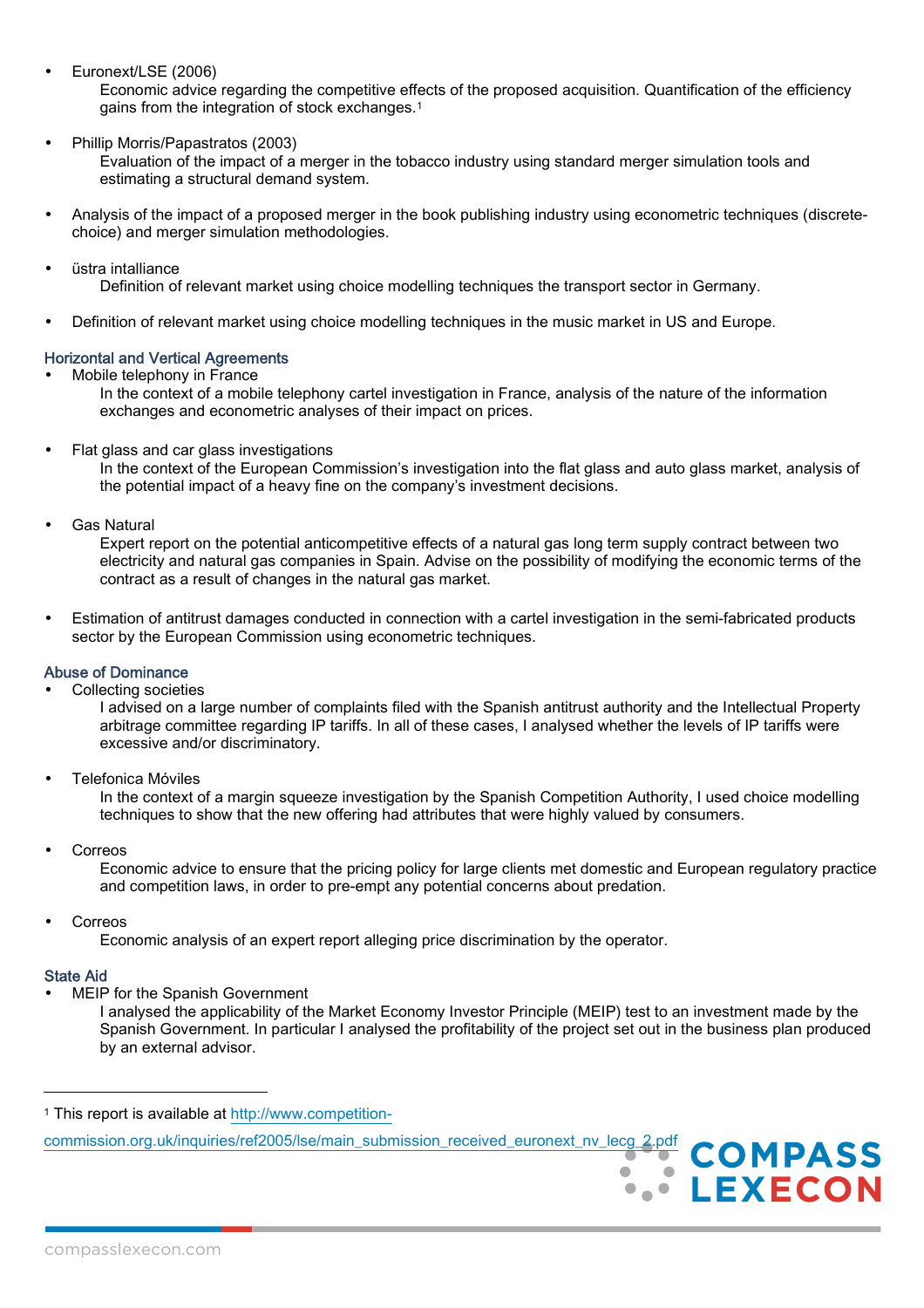- Euronext/LSE (2006)
  Economic advice regarding the competitive effects of the proposed acquisition. Quantification of the efficiency gains from the integration of stock exchanges.[1]

- Phillip Morris/Papastratos (2003)
  Evaluation of the impact of a merger in the tobacco industry using standard merger simulation tools and estimating a structural demand system.

- Analysis of the impact of a proposed merger in the book publishing industry using econometric techniques (discrete-choice) and merger simulation methodologies.

- üstra intalliance
  Definition of relevant market using choice modelling techniques the transport sector in Germany.

- Definition of relevant market using choice modelling techniques in the music market in US and Europe.

## Horizontal and Vertical Agreements

- Mobile telephony in France
  In the context of a mobile telephony cartel investigation in France, analysis of the nature of the information exchanges and econometric analyses of their impact on prices.

- Flat glass and car glass investigations
  In the context of the European Commission's investigation into the flat glass and auto glass market, analysis of the potential impact of a heavy fine on the company's investment decisions.

- Gas Natural
  Expert report on the potential anticompetitive effects of a natural gas long term supply contract between two electricity and natural gas companies in Spain. Advise on the possibility of modifying the economic terms of the contract as a result of changes in the natural gas market.

- Estimation of antitrust damages conducted in connection with a cartel investigation in the semi-fabricated products sector by the European Commission using econometric techniques.

## Abuse of Dominance

- Collecting societies
  I advised on a large number of complaints filed with the Spanish antitrust authority and the Intellectual Property arbitrage committee regarding IP tariffs. In all of these cases, I analysed whether the levels of IP tariffs were excessive and/or discriminatory.

- Telefonica Móviles
  In the context of a margin squeeze investigation by the Spanish Competition Authority, I used choice modelling techniques to show that the new offering had attributes that were highly valued by consumers.

- Correos
  Economic advice to ensure that the pricing policy for large clients met domestic and European regulatory practice and competition laws, in order to pre-empt any potential concerns about predation.

- Correos
  Economic analysis of an expert report alleging price discrimination by the operator.

## State Aid

- MEIP for the Spanish Government
  I analysed the applicability of the Market Economy Investor Principle (MEIP) test to an investment made by the Spanish Government. In particular I analysed the profitability of the project set out in the business plan produced by an external advisor.

---

[1] This report is available at http://www.competition-commission.org.uk/inquiries/ref2005/lse/main_submission_received_euronext_nv_lecg_2.pdf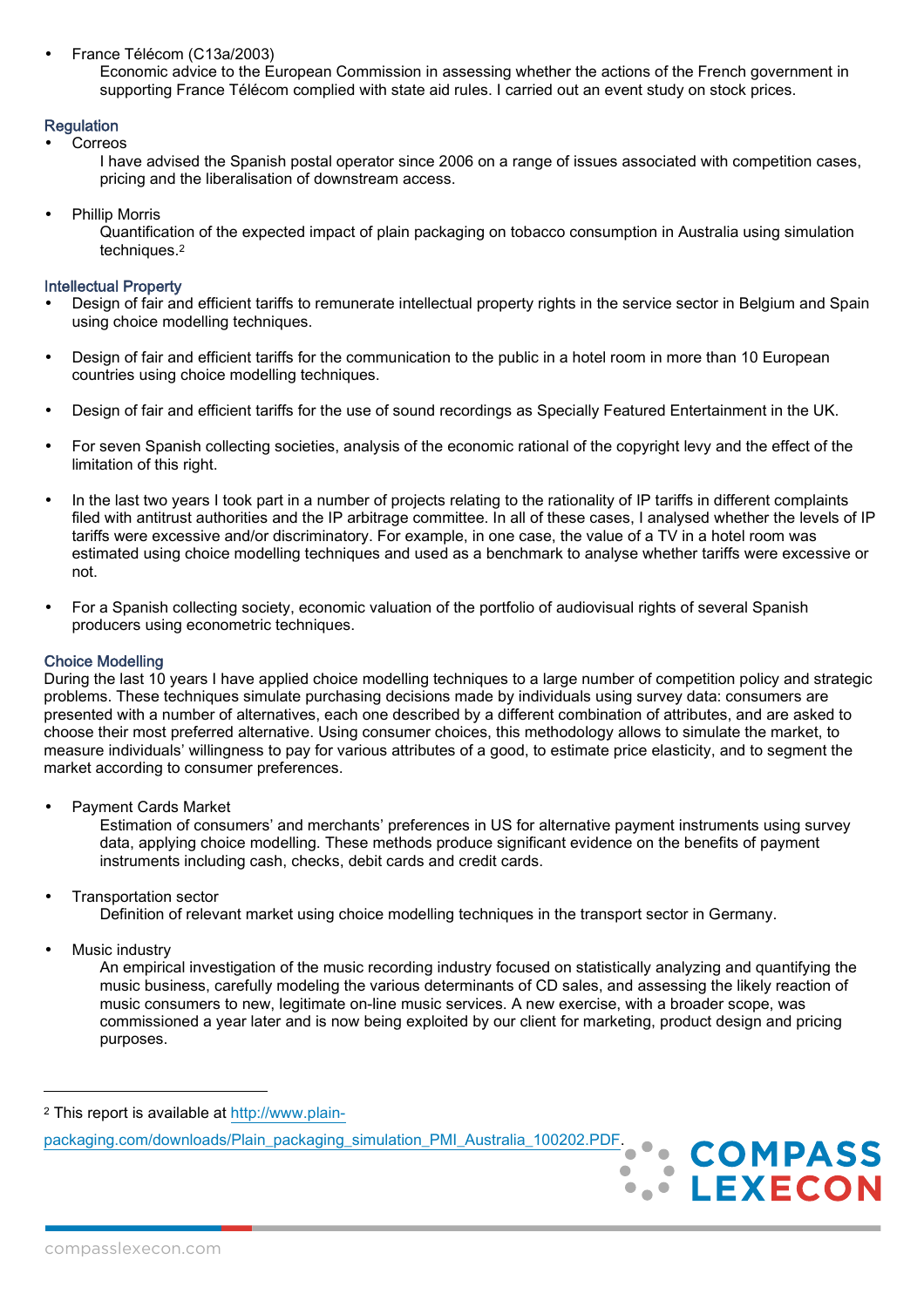- France Télécom (C13a/2003)
  Economic advice to the European Commission in assessing whether the actions of the French government in supporting France Télécom complied with state aid rules. I carried out an event study on stock prices.

### Regulation

- Correos
  I have advised the Spanish postal operator since 2006 on a range of issues associated with competition cases, pricing and the liberalisation of downstream access.

- Phillip Morris
  Quantification of the expected impact of plain packaging on tobacco consumption in Australia using simulation techniques.[2]

### Intellectual Property

- Design of fair and efficient tariffs to remunerate intellectual property rights in the service sector in Belgium and Spain using choice modelling techniques.

- Design of fair and efficient tariffs for the communication to the public in a hotel room in more than 10 European countries using choice modelling techniques.

- Design of fair and efficient tariffs for the use of sound recordings as Specially Featured Entertainment in the UK.

- For seven Spanish collecting societies, analysis of the economic rational of the copyright levy and the effect of the limitation of this right.

- In the last two years I took part in a number of projects relating to the rationality of IP tariffs in different complaints filed with antitrust authorities and the IP arbitrage committee. In all of these cases, I analysed whether the levels of IP tariffs were excessive and/or discriminatory. For example, in one case, the value of a TV in a hotel room was estimated using choice modelling techniques and used as a benchmark to analyse whether tariffs were excessive or not.

- For a Spanish collecting society, economic valuation of the portfolio of audiovisual rights of several Spanish producers using econometric techniques.

### Choice Modelling

During the last 10 years I have applied choice modelling techniques to a large number of competition policy and strategic problems. These techniques simulate purchasing decisions made by individuals using survey data: consumers are presented with a number of alternatives, each one described by a different combination of attributes, and are asked to choose their most preferred alternative. Using consumer choices, this methodology allows to simulate the market, to measure individuals' willingness to pay for various attributes of a good, to estimate price elasticity, and to segment the market according to consumer preferences.

- Payment Cards Market
  Estimation of consumers' and merchants' preferences in US for alternative payment instruments using survey data, applying choice modelling. These methods produce significant evidence on the benefits of payment instruments including cash, checks, debit cards and credit cards.

- Transportation sector
  Definition of relevant market using choice modelling techniques in the transport sector in Germany.

- Music industry
  An empirical investigation of the music recording industry focused on statistically analyzing and quantifying the music business, carefully modeling the various determinants of CD sales, and assessing the likely reaction of music consumers to new, legitimate on-line music services. A new exercise, with a broader scope, was commissioned a year later and is now being exploited by our client for marketing, product design and pricing purposes.

---

[2] This report is available at http://www.plain-packaging.com/downloads/Plain_packaging_simulation_PMI_Australia_100202.PDF.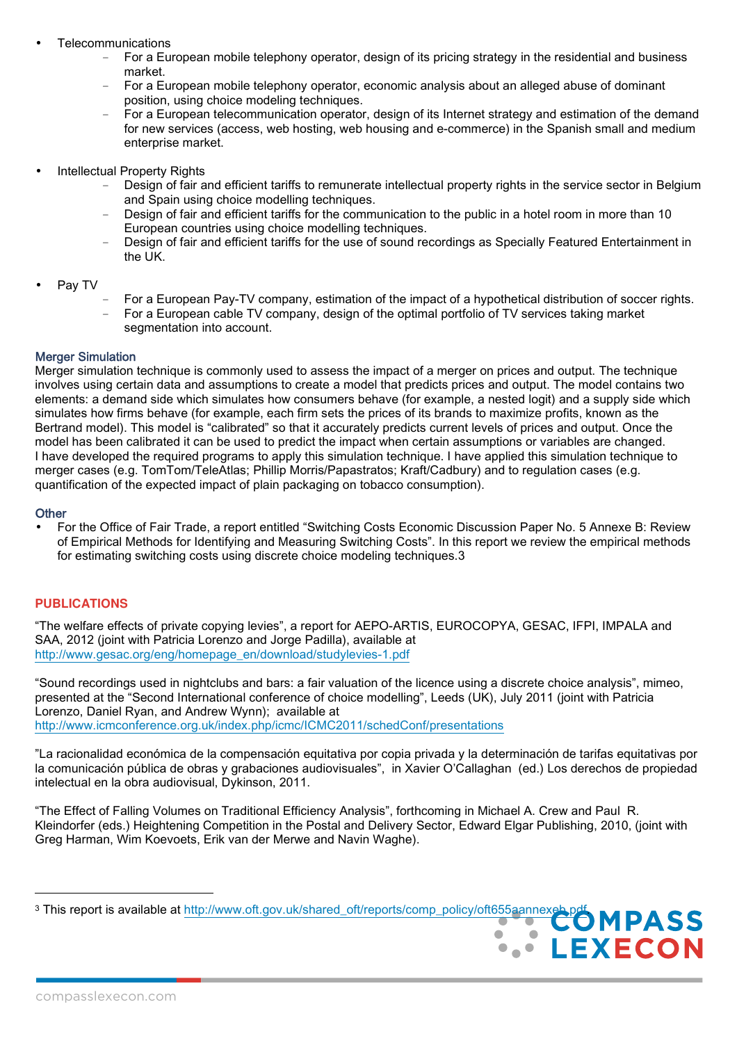- Telecommunications
  - For a European mobile telephony operator, design of its pricing strategy in the residential and business market.
  - For a European mobile telephony operator, economic analysis about an alleged abuse of dominant position, using choice modeling techniques.
  - For a European telecommunication operator, design of its Internet strategy and estimation of the demand for new services (access, web hosting, web housing and e-commerce) in the Spanish small and medium enterprise market.

- Intellectual Property Rights
  - Design of fair and efficient tariffs to remunerate intellectual property rights in the service sector in Belgium and Spain using choice modelling techniques.
  - Design of fair and efficient tariffs for the communication to the public in a hotel room in more than 10 European countries using choice modelling techniques.
  - Design of fair and efficient tariffs for the use of sound recordings as Specially Featured Entertainment in the UK.

- Pay TV
  - For a European Pay-TV company, estimation of the impact of a hypothetical distribution of soccer rights.
  - For a European cable TV company, design of the optimal portfolio of TV services taking market segmentation into account.

### Merger Simulation

Merger simulation technique is commonly used to assess the impact of a merger on prices and output. The technique involves using certain data and assumptions to create a model that predicts prices and output. The model contains two elements: a demand side which simulates how consumers behave (for example, a nested logit) and a supply side which simulates how firms behave (for example, each firm sets the prices of its brands to maximize profits, known as the Bertrand model). This model is "calibrated" so that it accurately predicts current levels of prices and output. Once the model has been calibrated it can be used to predict the impact when certain assumptions or variables are changed. I have developed the required programs to apply this simulation technique. I have applied this simulation technique to merger cases (e.g. TomTom/TeleAtlas; Phillip Morris/Papastratos; Kraft/Cadbury) and to regulation cases (e.g. quantification of the expected impact of plain packaging on tobacco consumption).

### Other

- For the Office of Fair Trade, a report entitled "Switching Costs Economic Discussion Paper No. 5 Annexe B: Review of Empirical Methods for Identifying and Measuring Switching Costs". In this report we review the empirical methods for estimating switching costs using discrete choice modeling techniques.[3]

## PUBLICATIONS

"The welfare effects of private copying levies", a report for AEPO-ARTIS, EUROCOPYA, GESAC, IFPI, IMPALA and SAA, 2012 (joint with Patricia Lorenzo and Jorge Padilla), available at http://www.gesac.org/eng/homepage_en/download/studylevies-1.pdf

"Sound recordings used in nightclubs and bars: a fair valuation of the licence using a discrete choice analysis", mimeo, presented at the "Second International conference of choice modelling", Leeds (UK), July 2011 (joint with Patricia Lorenzo, Daniel Ryan, and Andrew Wynn); available at http://www.icmconference.org.uk/index.php/icmc/ICMC2011/schedConf/presentations

"La racionalidad económica de la compensación equitativa por copia privada y la determinación de tarifas equitativas por la comunicación pública de obras y grabaciones audiovisuales", in Xavier O'Callaghan (ed.) Los derechos de propiedad intelectual en la obra audiovisual, Dykinson, 2011.

"The Effect of Falling Volumes on Traditional Efficiency Analysis", forthcoming in Michael A. Crew and Paul R. Kleindorfer (eds.) Heightening Competition in the Postal and Delivery Sector, Edward Elgar Publishing, 2010, (joint with Greg Harman, Wim Koevoets, Erik van der Merwe and Navin Waghe).

---

[3] This report is available at http://www.oft.gov.uk/shared_oft/reports/comp_policy/oft655aannexeb.pdf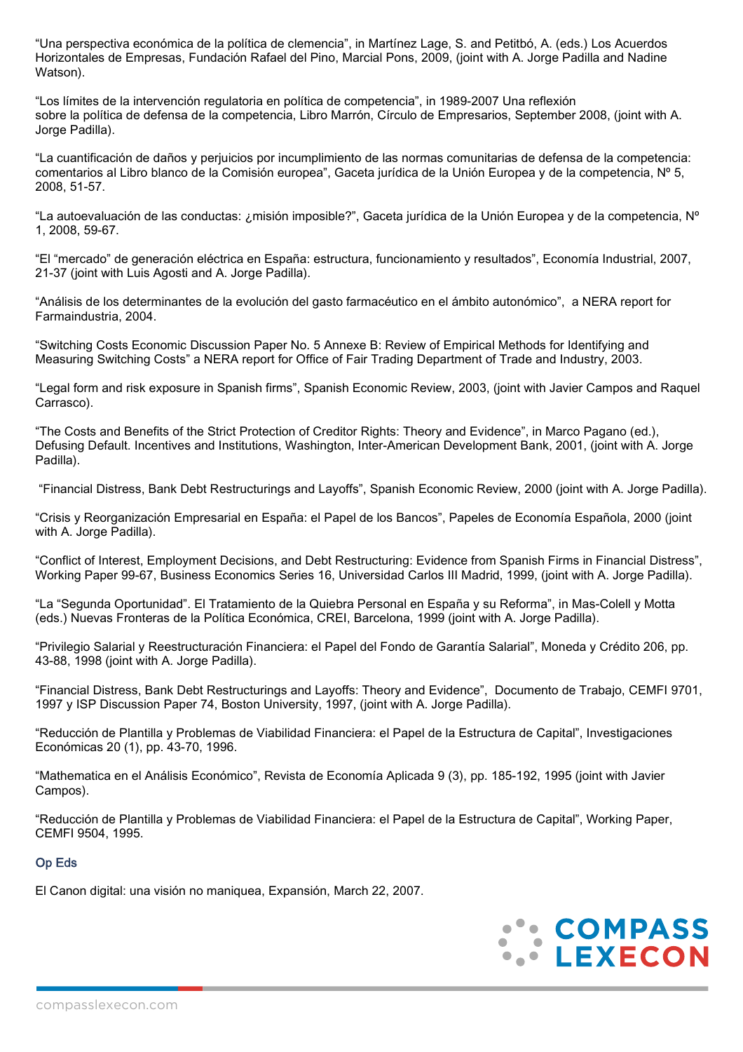"Una perspectiva económica de la política de clemencia", in Martínez Lage, S. and Petitbó, A. (eds.) Los Acuerdos Horizontales de Empresas, Fundación Rafael del Pino, Marcial Pons, 2009, (joint with A. Jorge Padilla and Nadine Watson).

"Los límites de la intervención regulatoria en política de competencia", in 1989-2007 Una reflexión sobre la política de defensa de la competencia, Libro Marrón, Círculo de Empresarios, September 2008, (joint with A. Jorge Padilla).

"La cuantificación de daños y perjuicios por incumplimiento de las normas comunitarias de defensa de la competencia: comentarios al Libro blanco de la Comisión europea", Gaceta jurídica de la Unión Europea y de la competencia, Nº 5, 2008, 51-57.

"La autoevaluación de las conductas: ¿misión imposible?", Gaceta jurídica de la Unión Europea y de la competencia, Nº 1, 2008, 59-67.

"El "mercado" de generación eléctrica en España: estructura, funcionamiento y resultados", Economía Industrial, 2007, 21-37 (joint with Luis Agosti and A. Jorge Padilla).

"Análisis de los determinantes de la evolución del gasto farmacéutico en el ámbito autonómico", a NERA report for Farmaindustria, 2004.

"Switching Costs Economic Discussion Paper No. 5 Annexe B: Review of Empirical Methods for Identifying and Measuring Switching Costs" a NERA report for Office of Fair Trading Department of Trade and Industry, 2003.

"Legal form and risk exposure in Spanish firms", Spanish Economic Review, 2003, (joint with Javier Campos and Raquel Carrasco).

"The Costs and Benefits of the Strict Protection of Creditor Rights: Theory and Evidence", in Marco Pagano (ed.), Defusing Default. Incentives and Institutions, Washington, Inter-American Development Bank, 2001, (joint with A. Jorge Padilla).

"Financial Distress, Bank Debt Restructurings and Layoffs", Spanish Economic Review, 2000 (joint with A. Jorge Padilla).

"Crisis y Reorganización Empresarial en España: el Papel de los Bancos", Papeles de Economía Española, 2000 (joint with A. Jorge Padilla).

"Conflict of Interest, Employment Decisions, and Debt Restructuring: Evidence from Spanish Firms in Financial Distress", Working Paper 99-67, Business Economics Series 16, Universidad Carlos III Madrid, 1999, (joint with A. Jorge Padilla).

"La "Segunda Oportunidad". El Tratamiento de la Quiebra Personal en España y su Reforma", in Mas-Colell y Motta (eds.) Nuevas Fronteras de la Política Económica, CREI, Barcelona, 1999 (joint with A. Jorge Padilla).

"Privilegio Salarial y Reestructuración Financiera: el Papel del Fondo de Garantía Salarial", Moneda y Crédito 206, pp. 43-88, 1998 (joint with A. Jorge Padilla).

"Financial Distress, Bank Debt Restructurings and Layoffs: Theory and Evidence", Documento de Trabajo, CEMFI 9701, 1997 y ISP Discussion Paper 74, Boston University, 1997, (joint with A. Jorge Padilla).

"Reducción de Plantilla y Problemas de Viabilidad Financiera: el Papel de la Estructura de Capital", Investigaciones Económicas 20 (1), pp. 43-70, 1996.

"Mathematica en el Análisis Económico", Revista de Economía Aplicada 9 (3), pp. 185-192, 1995 (joint with Javier Campos).

"Reducción de Plantilla y Problemas de Viabilidad Financiera: el Papel de la Estructura de Capital", Working Paper, CEMFI 9504, 1995.

## Op Eds

El Canon digital: una visión no maniquea, Expansión, March 22, 2007.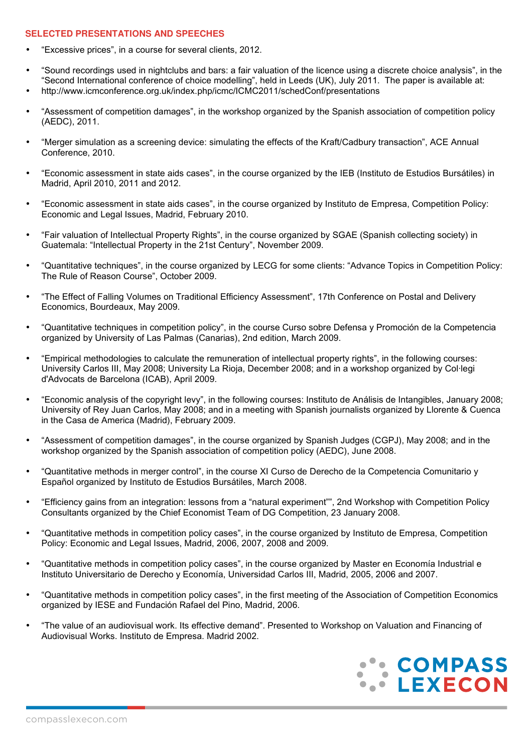## SELECTED PRESENTATIONS AND SPEECHES

- "Excessive prices", in a course for several clients, 2012.
- "Sound recordings used in nightclubs and bars: a fair valuation of the licence using a discrete choice analysis", in the "Second International conference of choice modelling", held in Leeds (UK), July 2011. The paper is available at:
- http://www.icmconference.org.uk/index.php/icmc/ICMC2011/schedConf/presentations
- "Assessment of competition damages", in the workshop organized by the Spanish association of competition policy (AEDC), 2011.
- "Merger simulation as a screening device: simulating the effects of the Kraft/Cadbury transaction", ACE Annual Conference, 2010.
- "Economic assessment in state aids cases", in the course organized by the IEB (Instituto de Estudios Bursátiles) in Madrid, April 2010, 2011 and 2012.
- "Economic assessment in state aids cases", in the course organized by Instituto de Empresa, Competition Policy: Economic and Legal Issues, Madrid, February 2010.
- "Fair valuation of Intellectual Property Rights", in the course organized by SGAE (Spanish collecting society) in Guatemala: "Intellectual Property in the 21st Century", November 2009.
- "Quantitative techniques", in the course organized by LECG for some clients: "Advance Topics in Competition Policy: The Rule of Reason Course", October 2009.
- "The Effect of Falling Volumes on Traditional Efficiency Assessment", 17th Conference on Postal and Delivery Economics, Bourdeaux, May 2009.
- "Quantitative techniques in competition policy", in the course Curso sobre Defensa y Promoción de la Competencia organized by University of Las Palmas (Canarias), 2nd edition, March 2009.
- "Empirical methodologies to calculate the remuneration of intellectual property rights", in the following courses: University Carlos III, May 2008; University La Rioja, December 2008; and in a workshop organized by Col·legi d'Advocats de Barcelona (ICAB), April 2009.
- "Economic analysis of the copyright levy", in the following courses: Instituto de Análisis de Intangibles, January 2008; University of Rey Juan Carlos, May 2008; and in a meeting with Spanish journalists organized by Llorente & Cuenca in the Casa de America (Madrid), February 2009.
- "Assessment of competition damages", in the course organized by Spanish Judges (CGPJ), May 2008; and in the workshop organized by the Spanish association of competition policy (AEDC), June 2008.
- "Quantitative methods in merger control", in the course XI Curso de Derecho de la Competencia Comunitario y Español organized by Instituto de Estudios Bursátiles, March 2008.
- "Efficiency gains from an integration: lessons from a "natural experiment"", 2nd Workshop with Competition Policy Consultants organized by the Chief Economist Team of DG Competition, 23 January 2008.
- "Quantitative methods in competition policy cases", in the course organized by Instituto de Empresa, Competition Policy: Economic and Legal Issues, Madrid, 2006, 2007, 2008 and 2009.
- "Quantitative methods in competition policy cases", in the course organized by Master en Economía Industrial e Instituto Universitario de Derecho y Economía, Universidad Carlos III, Madrid, 2005, 2006 and 2007.
- "Quantitative methods in competition policy cases", in the first meeting of the Association of Competition Economics organized by IESE and Fundación Rafael del Pino, Madrid, 2006.
- "The value of an audiovisual work. Its effective demand". Presented to Workshop on Valuation and Financing of Audiovisual Works. Instituto de Empresa. Madrid 2002.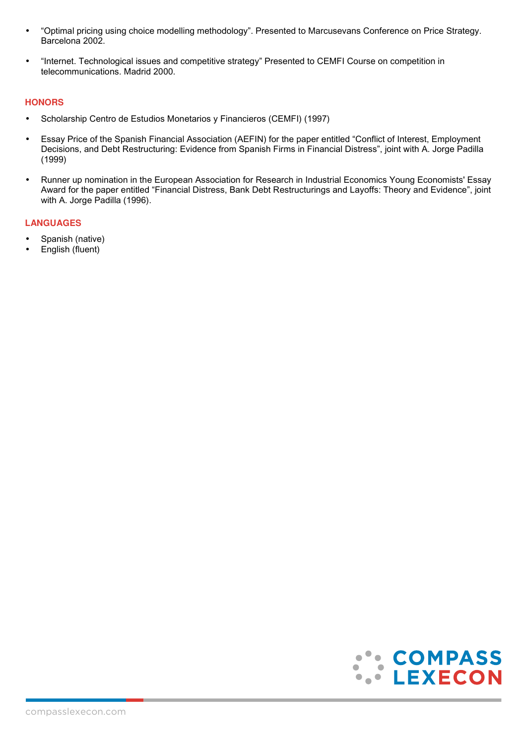- "Optimal pricing using choice modelling methodology". Presented to Marcusevans Conference on Price Strategy. Barcelona 2002.
- "Internet. Technological issues and competitive strategy" Presented to CEMFI Course on competition in telecommunications. Madrid 2000.

## HONORS

- Scholarship Centro de Estudios Monetarios y Financieros (CEMFI) (1997)
- Essay Price of the Spanish Financial Association (AEFIN) for the paper entitled "Conflict of Interest, Employment Decisions, and Debt Restructuring: Evidence from Spanish Firms in Financial Distress", joint with A. Jorge Padilla (1999)
- Runner up nomination in the European Association for Research in Industrial Economics Young Economists' Essay Award for the paper entitled "Financial Distress, Bank Debt Restructurings and Layoffs: Theory and Evidence", joint with A. Jorge Padilla (1996).

## LANGUAGES

- Spanish (native)
- English (fluent)